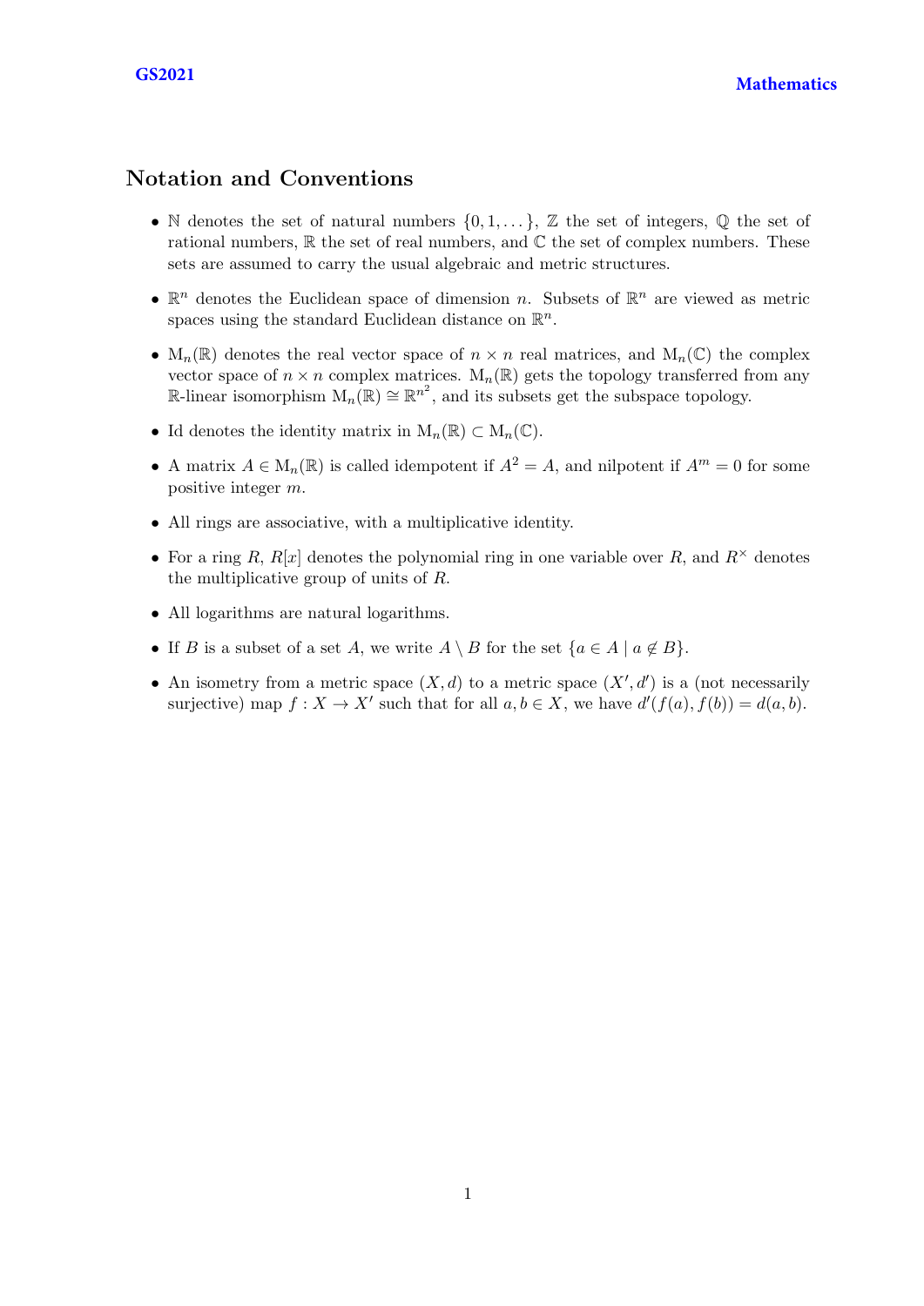## Notation and Conventions

- $\mathbb{N}$ denotes the set of natural numbers $\{0, 1, \dots\}$, $\mathbb{Z}$ the set of integers, $\mathbb{Q}$ the set of rational numbers, $\mathbb{R}$ the set of real numbers, and $\mathbb{C}$ the set of complex numbers. These sets are assumed to carry the usual algebraic and metric structures.
- $\mathbb{R}^n$ denotes the Euclidean space of dimension $n$. Subsets of $\mathbb{R}^n$ are viewed as metric spaces using the standard Euclidean distance on $\mathbb{R}^n$.
- $\mathrm{M}_n(\mathbb{R})$ denotes the real vector space of $n \times n$ real matrices, and $\mathrm{M}_n(\mathbb{C})$ the complex vector space of $n \times n$ complex matrices. $\mathrm{M}_n(\mathbb{R})$ gets the topology transferred from any $\mathbb{R}$-linear isomorphism $\mathrm{M}_n(\mathbb{R}) \cong \mathbb{R}^{n^2}$, and its subsets get the subspace topology.
- $\mathrm{Id}$ denotes the identity matrix in $\mathrm{M}_n(\mathbb{R}) \subset \mathrm{M}_n(\mathbb{C})$.
- A matrix $A \in \mathrm{M}_n(\mathbb{R})$ is called idempotent if $A^2 = A$, and nilpotent if $A^m = 0$ for some positive integer $m$.
- All rings are associative, with a multiplicative identity.
- For a ring $R$, $R[x]$ denotes the polynomial ring in one variable over $R$, and $R^\times$ denotes the multiplicative group of units of $R$.
- All logarithms are natural logarithms.
- If $B$ is a subset of a set $A$, we write $A \setminus B$ for the set $\{a \in A \mid a \notin B\}$.
- An isometry from a metric space $(X, d)$ to a metric space $(X', d')$ is a (not necessarily surjective) map $f : X \to X'$ such that for all $a, b \in X$, we have $d'(f(a), f(b)) = d(a, b)$.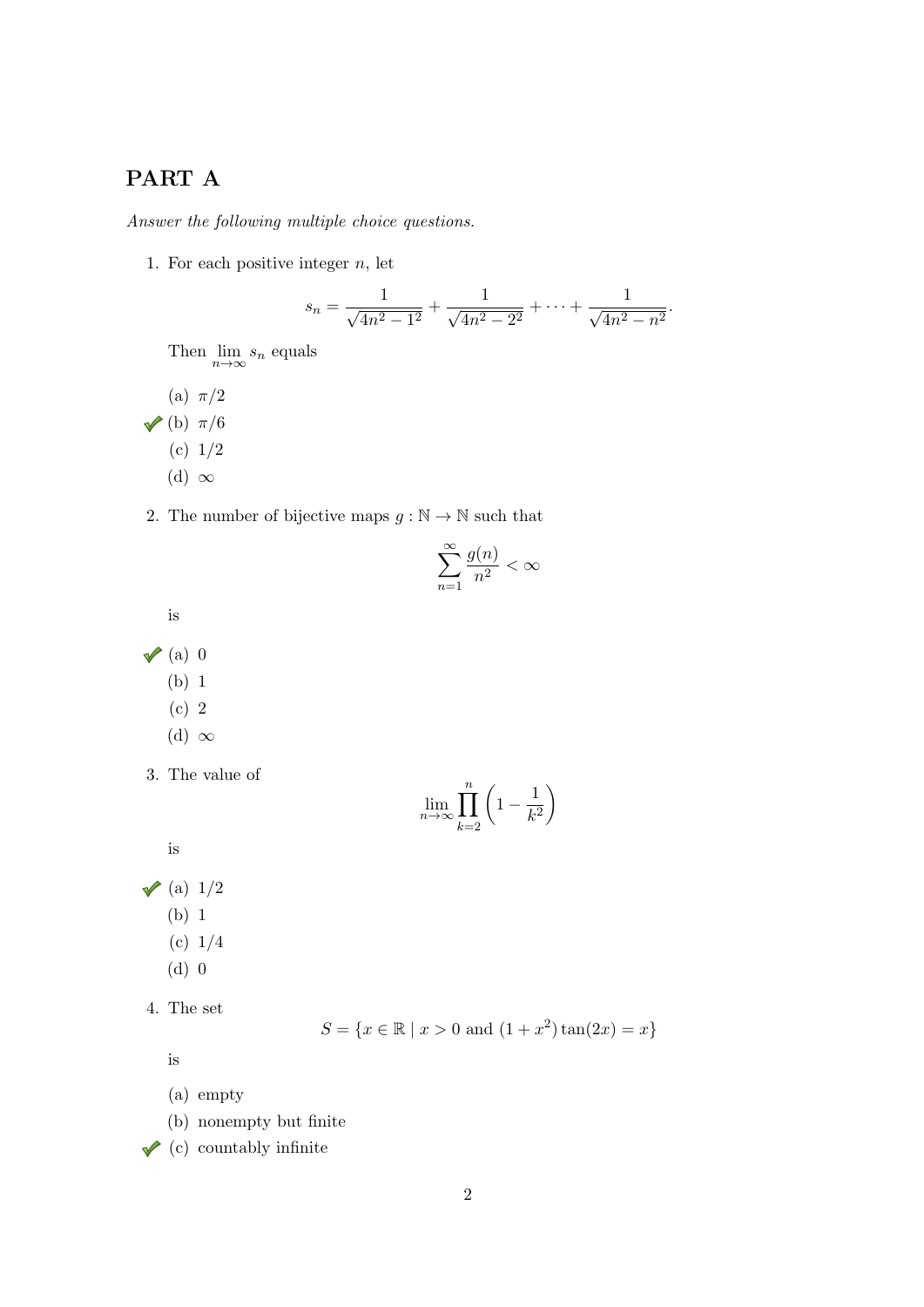## PART A

*Answer the following multiple choice questions.*

1. For each positive integer $n$, let

$$s_n = \frac{1}{\sqrt{4n^2 - 1^2}} + \frac{1}{\sqrt{4n^2 - 2^2}} + \cdots + \frac{1}{\sqrt{4n^2 - n^2}}.$$

   Then $\lim_{n\to\infty} s_n$ equals

   (a) $\pi/2$

   ✓ (b) $\pi/6$

   (c) $1/2$

   (d) $\infty$

2. The number of bijective maps $g : \mathbb{N} \to \mathbb{N}$ such that

$$\sum_{n=1}^{\infty} \frac{g(n)}{n^2} < \infty$$

   is

   ✓ (a) 0

   (b) 1

   (c) 2

   (d) $\infty$

3. The value of

$$\lim_{n\to\infty} \prod_{k=2}^{n} \left(1 - \frac{1}{k^2}\right)$$

   is

   ✓ (a) $1/2$

   (b) 1

   (c) $1/4$

   (d) 0

4. The set

$$S = \{x \in \mathbb{R} \mid x > 0 \text{ and } (1 + x^2)\tan(2x) = x\}$$

   is

   (a) empty

   (b) nonempty but finite

   ✓ (c) countably infinite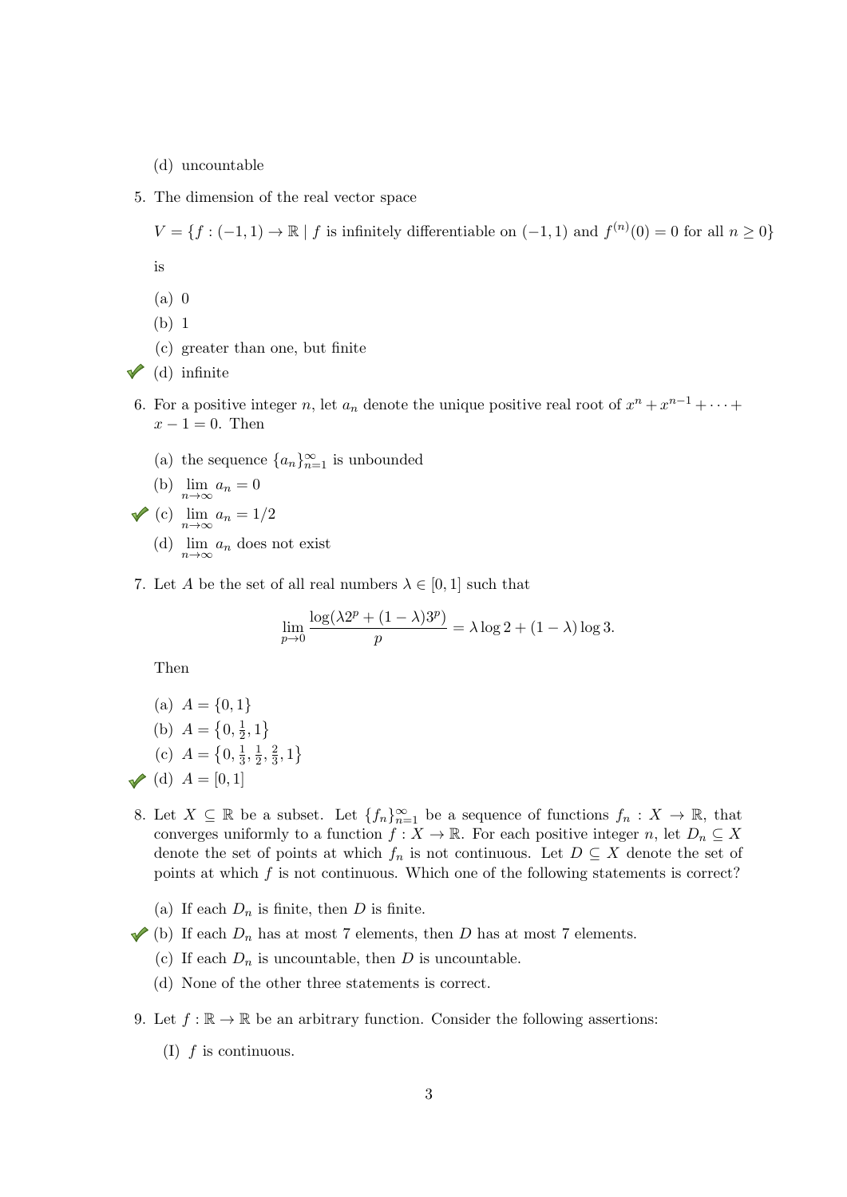(d) uncountable

5. The dimension of the real vector space

   $$V = \{f : (-1,1) \to \mathbb{R} \mid f \text{ is infinitely differentiable on } (-1,1) \text{ and } f^{(n)}(0) = 0 \text{ for all } n \geq 0\}$$

   is

   (a) 0

   (b) 1

   (c) greater than one, but finite

   ✔ (d) infinite

6. For a positive integer $n$, let $a_n$ denote the unique positive real root of $x^n + x^{n-1} + \cdots + x - 1 = 0$. Then

   (a) the sequence $\{a_n\}_{n=1}^{\infty}$ is unbounded

   (b) $\lim_{n\to\infty} a_n = 0$

   ✔ (c) $\lim_{n\to\infty} a_n = 1/2$

   (d) $\lim_{n\to\infty} a_n$ does not exist

7. Let $A$ be the set of all real numbers $\lambda \in [0,1]$ such that

   $$\lim_{p\to 0} \frac{\log(\lambda 2^p + (1-\lambda)3^p)}{p} = \lambda \log 2 + (1-\lambda)\log 3.$$

   Then

   (a) $A = \{0, 1\}$

   (b) $A = \left\{0, \frac{1}{2}, 1\right\}$

   (c) $A = \left\{0, \frac{1}{3}, \frac{1}{2}, \frac{2}{3}, 1\right\}$

   ✔ (d) $A = [0,1]$

8. Let $X \subseteq \mathbb{R}$ be a subset. Let $\{f_n\}_{n=1}^{\infty}$ be a sequence of functions $f_n : X \to \mathbb{R}$, that converges uniformly to a function $f : X \to \mathbb{R}$. For each positive integer $n$, let $D_n \subseteq X$ denote the set of points at which $f_n$ is not continuous. Let $D \subseteq X$ denote the set of points at which $f$ is not continuous. Which one of the following statements is correct?

   (a) If each $D_n$ is finite, then $D$ is finite.

   ✔ (b) If each $D_n$ has at most 7 elements, then $D$ has at most 7 elements.

   (c) If each $D_n$ is uncountable, then $D$ is uncountable.

   (d) None of the other three statements is correct.

9. Let $f : \mathbb{R} \to \mathbb{R}$ be an arbitrary function. Consider the following assertions:

   (I) $f$ is continuous.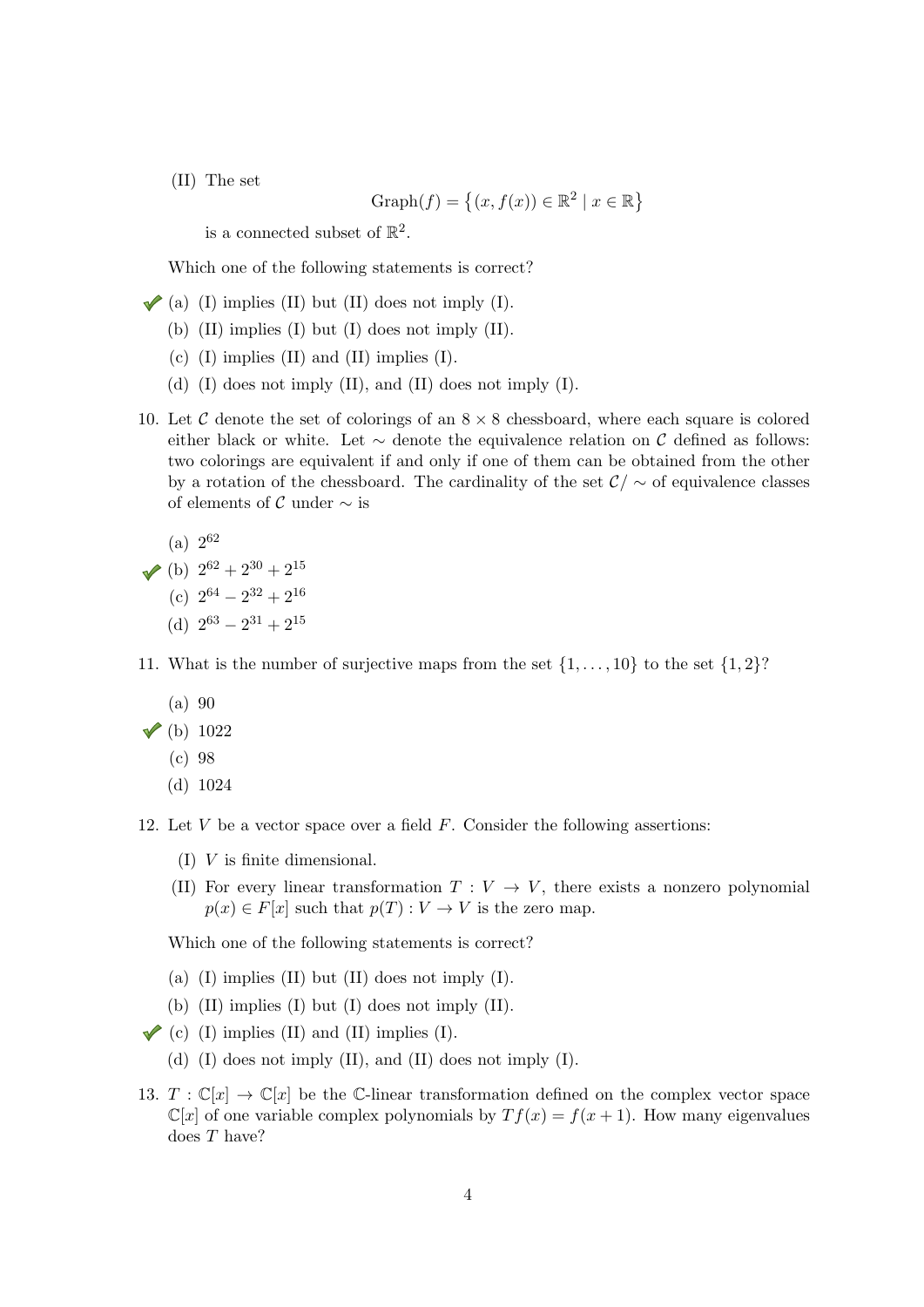(II) The set

$$\text{Graph}(f) = \{(x, f(x)) \in \mathbb{R}^2 \mid x \in \mathbb{R}\}$$

is a connected subset of $\mathbb{R}^2$.

Which one of the following statements is correct?

✔ (a) (I) implies (II) but (II) does not imply (I).

(b) (II) implies (I) but (I) does not imply (II).

(c) (I) implies (II) and (II) implies (I).

(d) (I) does not imply (II), and (II) does not imply (I).

10. Let $\mathcal{C}$ denote the set of colorings of an $8 \times 8$ chessboard, where each square is colored either black or white. Let $\sim$ denote the equivalence relation on $\mathcal{C}$ defined as follows: two colorings are equivalent if and only if one of them can be obtained from the other by a rotation of the chessboard. The cardinality of the set $\mathcal{C}/\sim$ of equivalence classes of elements of $\mathcal{C}$ under $\sim$ is

(a) $2^{62}$

✔ (b) $2^{62} + 2^{30} + 2^{15}$

(c) $2^{64} - 2^{32} + 2^{16}$

(d) $2^{63} - 2^{31} + 2^{15}$

11. What is the number of surjective maps from the set $\{1, \ldots, 10\}$ to the set $\{1, 2\}$?

(a) 90

✔ (b) 1022

(c) 98

(d) 1024

12. Let $V$ be a vector space over a field $F$. Consider the following assertions:

(I) $V$ is finite dimensional.

(II) For every linear transformation $T : V \to V$, there exists a nonzero polynomial $p(x) \in F[x]$ such that $p(T) : V \to V$ is the zero map.

Which one of the following statements is correct?

(a) (I) implies (II) but (II) does not imply (I).

(b) (II) implies (I) but (I) does not imply (II).

✔ (c) (I) implies (II) and (II) implies (I).

(d) (I) does not imply (II), and (II) does not imply (I).

13. $T : \mathbb{C}[x] \to \mathbb{C}[x]$ be the $\mathbb{C}$-linear transformation defined on the complex vector space $\mathbb{C}[x]$ of one variable complex polynomials by $Tf(x) = f(x + 1)$. How many eigenvalues does $T$ have?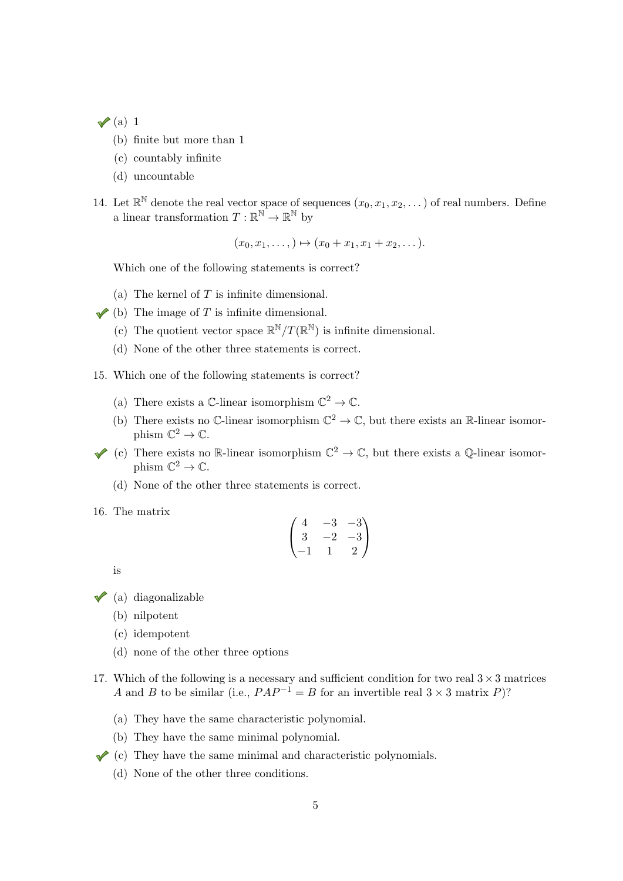- ✓ (a) 1
- (b) finite but more than 1
- (c) countably infinite
- (d) uncountable

14. Let $\mathbb{R}^{\mathbb{N}}$ denote the real vector space of sequences $(x_0, x_1, x_2, \dots)$ of real numbers. Define a linear transformation $T : \mathbb{R}^{\mathbb{N}} \to \mathbb{R}^{\mathbb{N}}$ by

$$(x_0, x_1, \dots, ) \mapsto (x_0 + x_1, x_1 + x_2, \dots).$$

Which one of the following statements is correct?

- (a) The kernel of $T$ is infinite dimensional.
- ✓ (b) The image of $T$ is infinite dimensional.
- (c) The quotient vector space $\mathbb{R}^{\mathbb{N}}/T(\mathbb{R}^{\mathbb{N}})$ is infinite dimensional.
- (d) None of the other three statements is correct.

15. Which one of the following statements is correct?

- (a) There exists a $\mathbb{C}$-linear isomorphism $\mathbb{C}^2 \to \mathbb{C}$.
- (b) There exists no $\mathbb{C}$-linear isomorphism $\mathbb{C}^2 \to \mathbb{C}$, but there exists an $\mathbb{R}$-linear isomorphism $\mathbb{C}^2 \to \mathbb{C}$.
- ✓ (c) There exists no $\mathbb{R}$-linear isomorphism $\mathbb{C}^2 \to \mathbb{C}$, but there exists a $\mathbb{Q}$-linear isomorphism $\mathbb{C}^2 \to \mathbb{C}$.
- (d) None of the other three statements is correct.

16. The matrix

$$\begin{pmatrix} 4 & -3 & -3 \\ 3 & -2 & -3 \\ -1 & 1 & 2 \end{pmatrix}$$

is

- ✓ (a) diagonalizable
- (b) nilpotent
- (c) idempotent
- (d) none of the other three options

17. Which of the following is a necessary and sufficient condition for two real $3 \times 3$ matrices $A$ and $B$ to be similar (i.e., $PAP^{-1} = B$ for an invertible real $3 \times 3$ matrix $P$)?

- (a) They have the same characteristic polynomial.
- (b) They have the same minimal polynomial.
- ✓ (c) They have the same minimal and characteristic polynomials.
- (d) None of the other three conditions.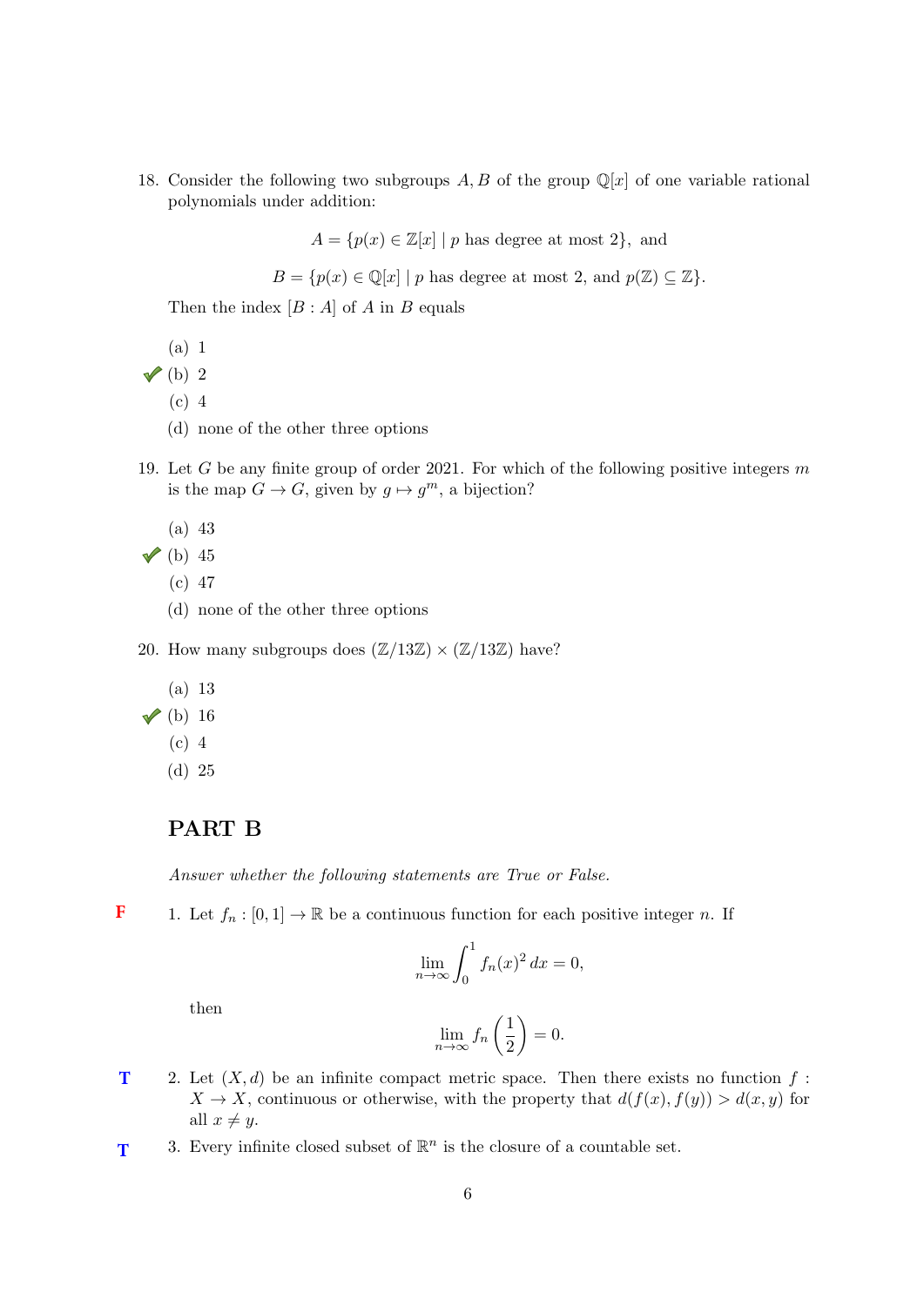18. Consider the following two subgroups $A, B$ of the group $\mathbb{Q}[x]$ of one variable rational polynomials under addition:

$$A = \{p(x) \in \mathbb{Z}[x] \mid p \text{ has degree at most } 2\}, \text{ and}$$

$$B = \{p(x) \in \mathbb{Q}[x] \mid p \text{ has degree at most 2, and } p(\mathbb{Z}) \subseteq \mathbb{Z}\}.$$

Then the index $[B : A]$ of $A$ in $B$ equals

(a) 1

✓ (b) 2

(c) 4

(d) none of the other three options

19. Let $G$ be any finite group of order 2021. For which of the following positive integers $m$ is the map $G \to G$, given by $g \mapsto g^m$, a bijection?

(a) 43

✓ (b) 45

(c) 47

(d) none of the other three options

20. How many subgroups does $(\mathbb{Z}/13\mathbb{Z}) \times (\mathbb{Z}/13\mathbb{Z})$ have?

(a) 13

✓ (b) 16

(c) 4

(d) 25

## PART B

*Answer whether the following statements are True or False.*

**F** 1. Let $f_n : [0, 1] \to \mathbb{R}$ be a continuous function for each positive integer $n$. If

$$\lim_{n\to\infty} \int_0^1 f_n(x)^2 \, dx = 0,$$

then

$$\lim_{n\to\infty} f_n\left(\frac{1}{2}\right) = 0.$$

**T** 2. Let $(X, d)$ be an infinite compact metric space. Then there exists no function $f : X \to X$, continuous or otherwise, with the property that $d(f(x), f(y)) > d(x, y)$ for all $x \neq y$.

**T** 3. Every infinite closed subset of $\mathbb{R}^n$ is the closure of a countable set.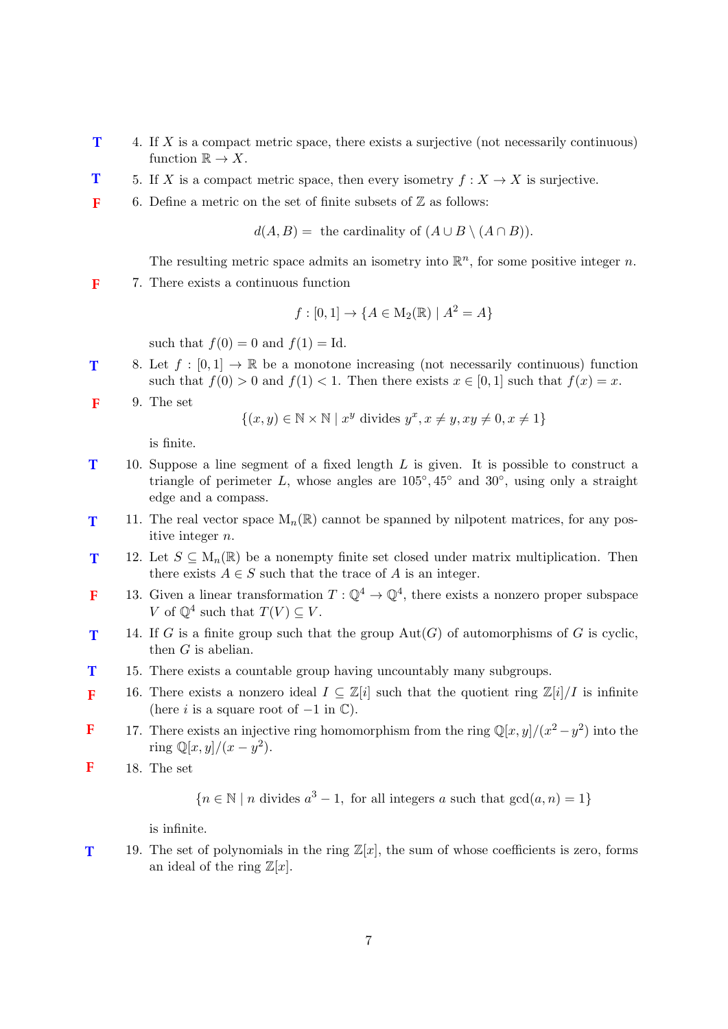**T** 4. If $X$ is a compact metric space, there exists a surjective (not necessarily continuous) function $\mathbb{R} \to X$.

**T** 5. If $X$ is a compact metric space, then every isometry $f : X \to X$ is surjective.

**F** 6. Define a metric on the set of finite subsets of $\mathbb{Z}$ as follows:

$$d(A, B) = \text{ the cardinality of } (A \cup B \setminus (A \cap B)).$$

The resulting metric space admits an isometry into $\mathbb{R}^n$, for some positive integer $n$.

**F** 7. There exists a continuous function

$$f : [0, 1] \to \{A \in \mathrm{M}_2(\mathbb{R}) \mid A^2 = A\}$$

such that $f(0) = 0$ and $f(1) = \mathrm{Id}$.

**T** 8. Let $f : [0, 1] \to \mathbb{R}$ be a monotone increasing (not necessarily continuous) function such that $f(0) > 0$ and $f(1) < 1$. Then there exists $x \in [0, 1]$ such that $f(x) = x$.

**F** 9. The set

$$\{(x, y) \in \mathbb{N} \times \mathbb{N} \mid x^y \text{ divides } y^x, x \neq y, xy \neq 0, x \neq 1\}$$

is finite.

**T** 10. Suppose a line segment of a fixed length $L$ is given. It is possible to construct a triangle of perimeter $L$, whose angles are $105^\circ, 45^\circ$ and $30^\circ$, using only a straight edge and a compass.

**T** 11. The real vector space $\mathrm{M}_n(\mathbb{R})$ cannot be spanned by nilpotent matrices, for any positive integer $n$.

**T** 12. Let $S \subseteq \mathrm{M}_n(\mathbb{R})$ be a nonempty finite set closed under matrix multiplication. Then there exists $A \in S$ such that the trace of $A$ is an integer.

**F** 13. Given a linear transformation $T : \mathbb{Q}^4 \to \mathbb{Q}^4$, there exists a nonzero proper subspace $V$ of $\mathbb{Q}^4$ such that $T(V) \subseteq V$.

**T** 14. If $G$ is a finite group such that the group $\mathrm{Aut}(G)$ of automorphisms of $G$ is cyclic, then $G$ is abelian.

**T** 15. There exists a countable group having uncountably many subgroups.

**F** 16. There exists a nonzero ideal $I \subseteq \mathbb{Z}[i]$ such that the quotient ring $\mathbb{Z}[i]/I$ is infinite (here $i$ is a square root of $-1$ in $\mathbb{C}$).

**F** 17. There exists an injective ring homomorphism from the ring $\mathbb{Q}[x, y]/(x^2 - y^2)$ into the ring $\mathbb{Q}[x, y]/(x - y^2)$.

**F** 18. The set

$$\{n \in \mathbb{N} \mid n \text{ divides } a^3 - 1, \text{ for all integers } a \text{ such that } \gcd(a, n) = 1\}$$

is infinite.

**T** 19. The set of polynomials in the ring $\mathbb{Z}[x]$, the sum of whose coefficients is zero, forms an ideal of the ring $\mathbb{Z}[x]$.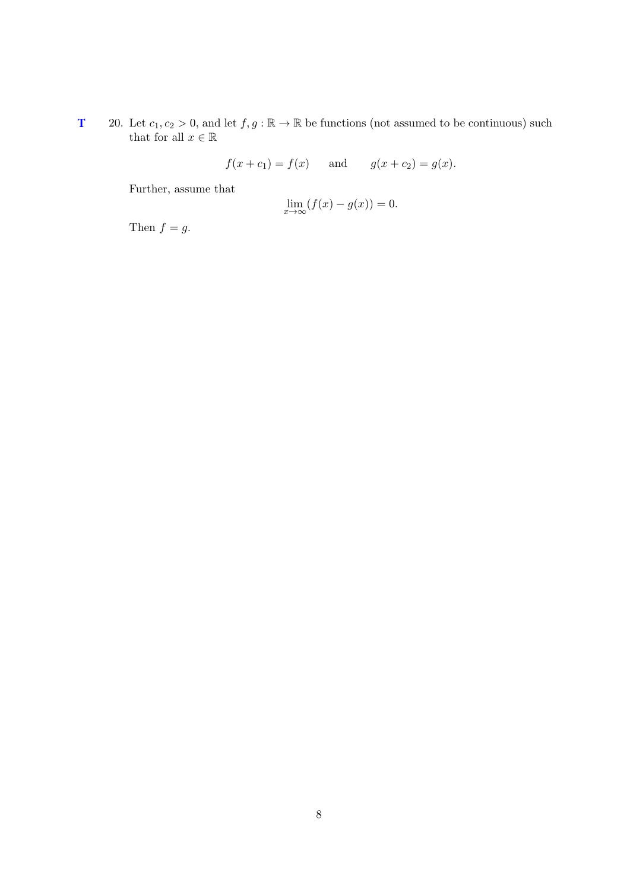**T** 20. Let $c_1, c_2 > 0$, and let $f, g : \mathbb{R} \to \mathbb{R}$ be functions (not assumed to be continuous) such that for all $x \in \mathbb{R}$

$$f(x + c_1) = f(x) \qquad \text{and} \qquad g(x + c_2) = g(x).$$

Further, assume that

$$\lim_{x \to \infty} (f(x) - g(x)) = 0.$$

Then $f = g$.